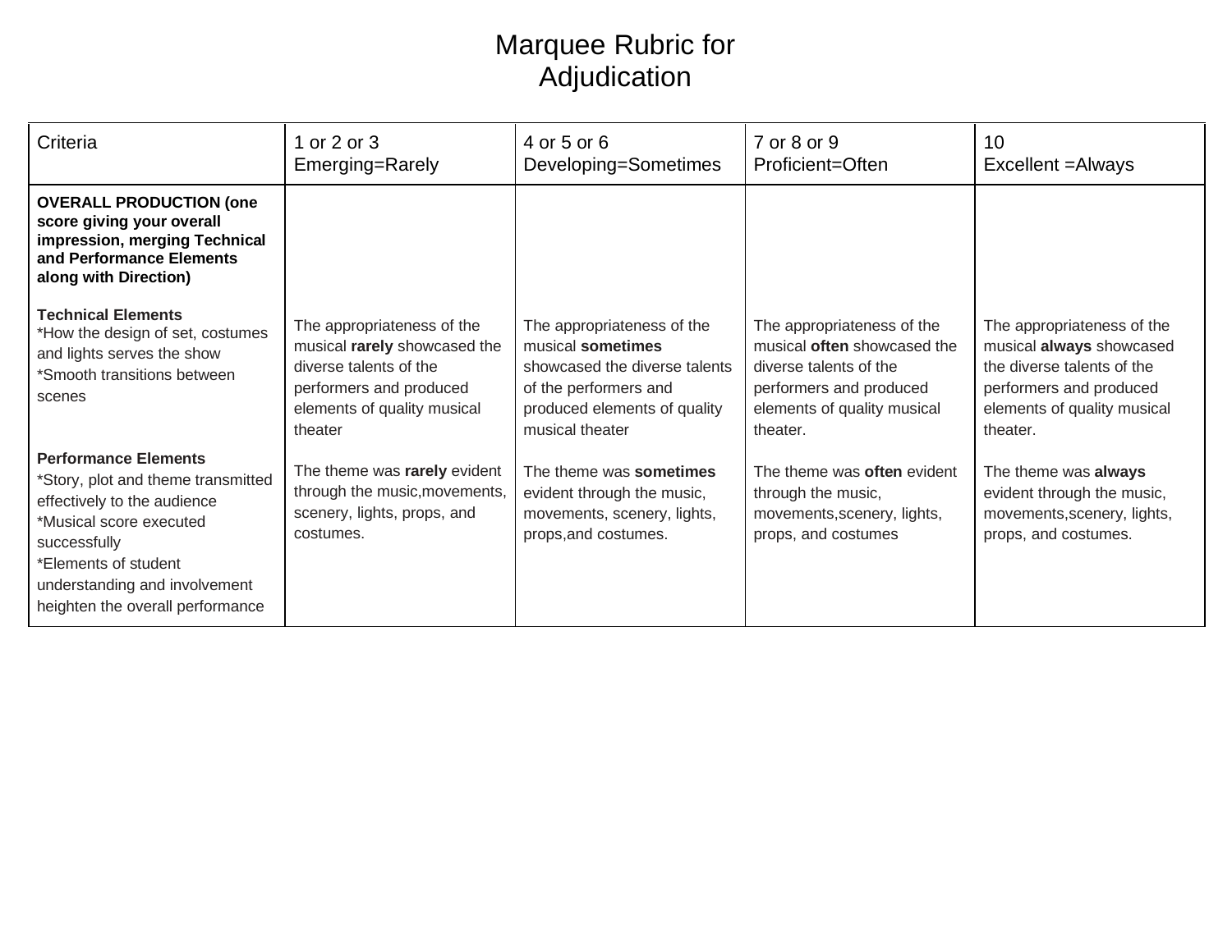# Marquee Rubric for Adjudication

| Criteria | 1 or 2 or 3<br>Emerging=Rarely | 4 or 5 or 6<br>Developing=Sometimes | 7 or 8 or 9<br>Proficient=Often | 10<br>Excellent =Always |
|---|---|---|---|---|
| **OVERALL PRODUCTION (one score giving your overall impression, merging Technical and Performance Elements along with Direction)**<br><br>**Technical Elements**<br>*How the design of set, costumes and lights serves the show<br>*Smooth transitions between scenes<br><br>**Performance Elements**<br>*Story, plot and theme transmitted effectively to the audience<br>*Musical score executed successfully<br>*Elements of student understanding and involvement heighten the overall performance | The appropriateness of the musical **rarely** showcased the diverse talents of the performers and produced elements of quality musical theater<br><br>The theme was **rarely** evident through the music,movements, scenery, lights, props, and costumes. | The appropriateness of the musical **sometimes** showcased the diverse talents of the performers and produced elements of quality musical theater<br><br>The theme was **sometimes** evident through the music, movements, scenery, lights, props,and costumes. | The appropriateness of the musical **often** showcased the diverse talents of the performers and produced elements of quality musical theater.<br><br>The theme was **often** evident through the music, movements,scenery, lights, props, and costumes | The appropriateness of the musical **always** showcased the diverse talents of the performers and produced elements of quality musical theater.<br><br>The theme was **always** evident through the music, movements,scenery, lights, props, and costumes. |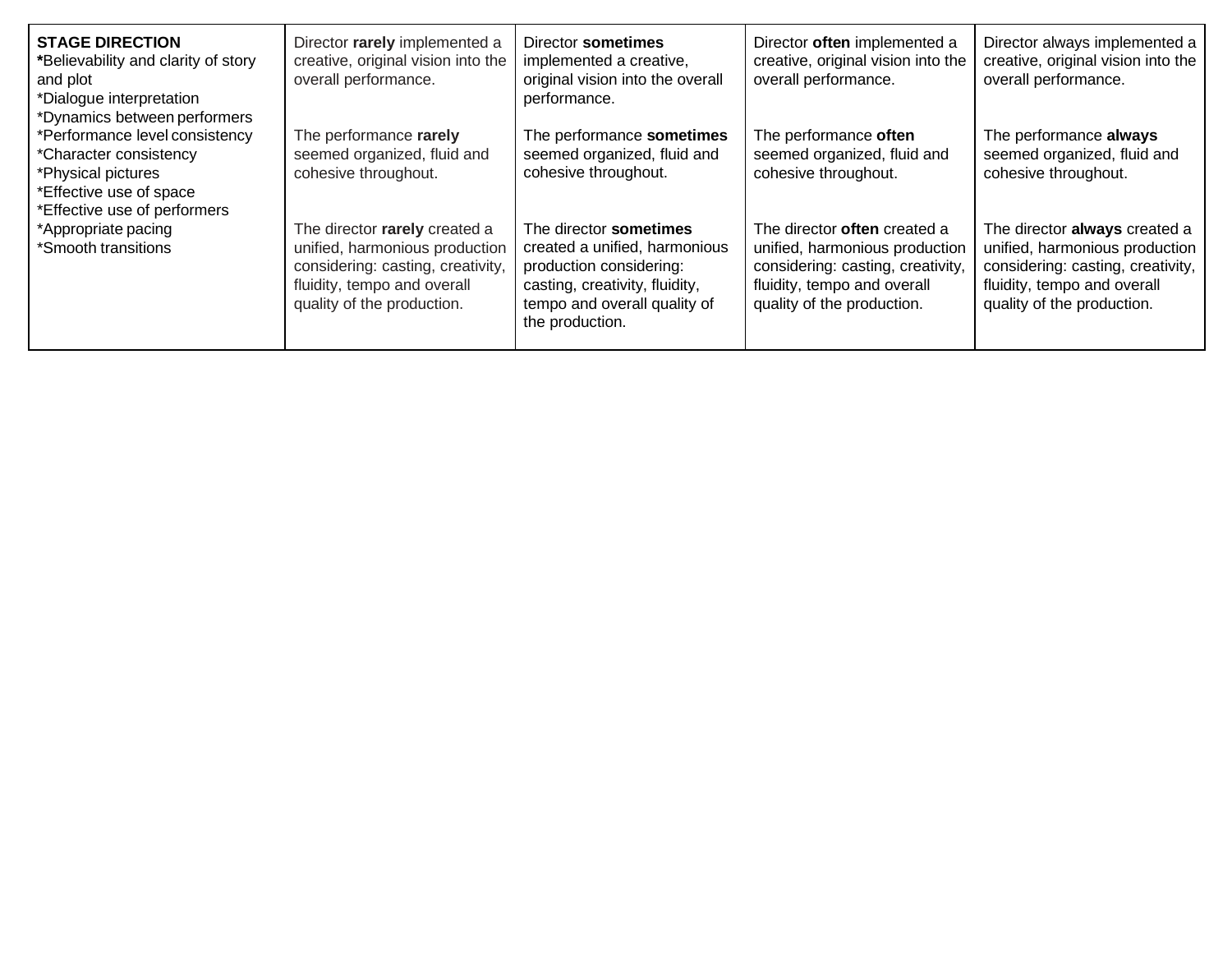| **STAGE DIRECTION**<br>***Believability and clarity of story and plot**<br>*Dialogue interpretation<br>*Dynamics between performers<br>*Performance level consistency<br>*Character consistency<br>*Physical pictures<br>*Effective use of space<br>*Effective use of performers<br>*Appropriate pacing<br>*Smooth transitions | Director **rarely** implemented a creative, original vision into the overall performance.<br><br>The performance **rarely** seemed organized, fluid and cohesive throughout.<br><br>The director **rarely** created a unified, harmonious production considering: casting, creativity, fluidity, tempo and overall quality of the production. | Director **sometimes** implemented a creative, original vision into the overall performance.<br><br>The performance **sometimes** seemed organized, fluid and cohesive throughout.<br><br>The director **sometimes** created a unified, harmonious production considering: casting, creativity, fluidity, tempo and overall quality of the production. | Director **often** implemented a creative, original vision into the overall performance.<br><br>The performance **often** seemed organized, fluid and cohesive throughout.<br><br>The director **often** created a unified, harmonious production considering: casting, creativity, fluidity, tempo and overall quality of the production. | Director always implemented a creative, original vision into the overall performance.<br><br>The performance **always** seemed organized, fluid and cohesive throughout.<br><br>The director **always** created a unified, harmonious production considering: casting, creativity, fluidity, tempo and overall quality of the production. |
|---|---|---|---|---|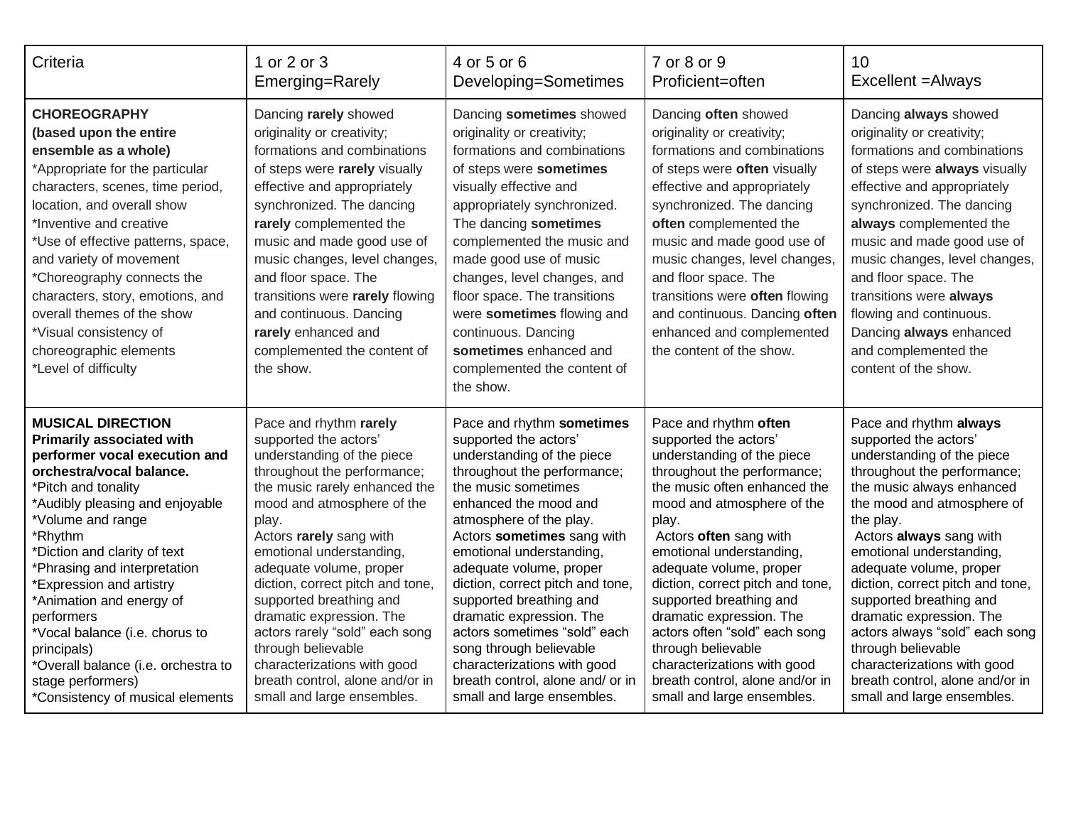| Criteria | 1 or 2 or 3<br>Emerging=Rarely | 4 or 5 or 6<br>Developing=Sometimes | 7 or 8 or 9<br>Proficient=often | 10<br>Excellent =Always |
|---|---|---|---|---|
| **CHOREOGRAPHY (based upon the entire ensemble as a whole)**<br>*Appropriate for the particular characters, scenes, time period, location, and overall show<br>*Inventive and creative<br>*Use of effective patterns, space, and variety of movement<br>*Choreography connects the characters, story, emotions, and overall themes of the show<br>*Visual consistency of choreographic elements<br>*Level of difficulty | Dancing **rarely** showed originality or creativity; formations and combinations of steps were **rarely** visually effective and appropriately synchronized. The dancing **rarely** complemented the music and made good use of music changes, level changes, and floor space. The transitions were **rarely** flowing and continuous. Dancing **rarely** enhanced and complemented the content of the show. | Dancing **sometimes** showed originality or creativity; formations and combinations of steps were **sometimes** visually effective and appropriately synchronized. The dancing **sometimes** complemented the music and made good use of music changes, level changes, and floor space. The transitions were **sometimes** flowing and continuous. Dancing **sometimes** enhanced and complemented the content of the show. | Dancing **often** showed originality or creativity; formations and combinations of steps were **often** visually effective and appropriately synchronized. The dancing **often** complemented the music and made good use of music changes, level changes, and floor space. The transitions were **often** flowing and continuous. Dancing **often** enhanced and complemented the content of the show. | Dancing **always** showed originality or creativity; formations and combinations of steps were **always** visually effective and appropriately synchronized. The dancing **always** complemented the music and made good use of music changes, level changes, and floor space. The transitions were **always** flowing and continuous. Dancing **always** enhanced and complemented the content of the show. |
| **MUSICAL DIRECTION Primarily associated with performer vocal execution and orchestra/vocal balance.**<br>*Pitch and tonality<br>*Audibly pleasing and enjoyable<br>*Volume and range<br>*Rhythm<br>*Diction and clarity of text<br>*Phrasing and interpretation<br>*Expression and artistry<br>*Animation and energy of performers<br>*Vocal balance (i.e. chorus to principals)<br>*Overall balance (i.e. orchestra to stage performers)<br>*Consistency of musical elements | Pace and rhythm **rarely** supported the actors' understanding of the piece throughout the performance; the music rarely enhanced the mood and atmosphere of the play.<br>Actors **rarely** sang with emotional understanding, adequate volume, proper diction, correct pitch and tone, supported breathing and dramatic expression. The actors rarely "sold" each song through believable characterizations with good breath control, alone and/or in small and large ensembles. | Pace and rhythm **sometimes** supported the actors' understanding of the piece throughout the performance; the music sometimes enhanced the mood and atmosphere of the play.<br>Actors **sometimes** sang with emotional understanding, adequate volume, proper diction, correct pitch and tone, supported breathing and dramatic expression. The actors sometimes "sold" each song through believable characterizations with good breath control, alone and/ or in small and large ensembles. | Pace and rhythm **often** supported the actors' understanding of the piece throughout the performance; the music often enhanced the mood and atmosphere of the play.<br>Actors **often** sang with emotional understanding, adequate volume, proper diction, correct pitch and tone, supported breathing and dramatic expression. The actors often "sold" each song through believable characterizations with good breath control, alone and/or in small and large ensembles. | Pace and rhythm **always** supported the actors' understanding of the piece throughout the performance; the music always enhanced the mood and atmosphere of the play.<br>Actors **always** sang with emotional understanding, adequate volume, proper diction, correct pitch and tone, supported breathing and dramatic expression. The actors always "sold" each song through believable characterizations with good breath control, alone and/or in small and large ensembles. |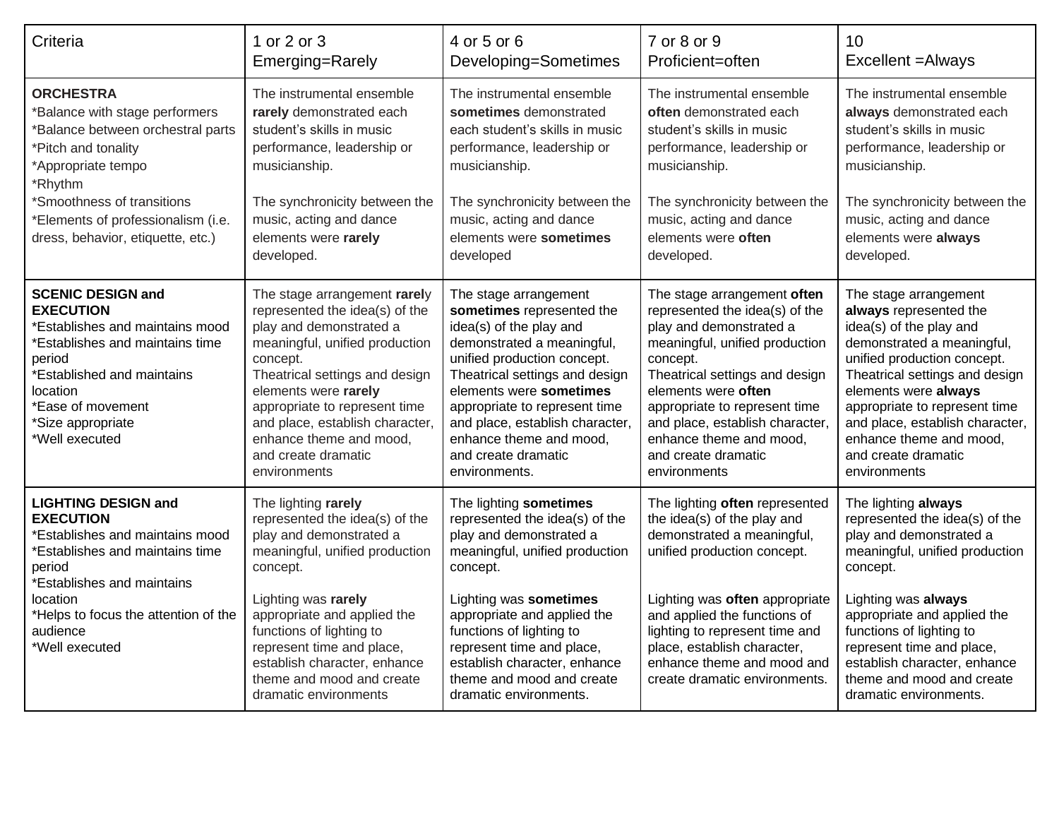| Criteria | 1 or 2 or 3<br>Emerging=Rarely | 4 or 5 or 6<br>Developing=Sometimes | 7 or 8 or 9<br>Proficient=often | 10<br>Excellent =Always |
|---|---|---|---|---|
| **ORCHESTRA**<br>*Balance with stage performers<br>*Balance between orchestral parts<br>*Pitch and tonality<br>*Appropriate tempo<br>*Rhythm<br>*Smoothness of transitions<br>*Elements of professionalism (i.e. dress, behavior, etiquette, etc.) | The instrumental ensemble **rarely** demonstrated each student's skills in music performance, leadership or musicianship.<br><br>The synchronicity between the music, acting and dance elements were **rarely** developed. | The instrumental ensemble **sometimes** demonstrated each student's skills in music performance, leadership or musicianship.<br><br>The synchronicity between the music, acting and dance elements were **sometimes** developed | The instrumental ensemble **often** demonstrated each student's skills in music performance, leadership or musicianship.<br><br>The synchronicity between the music, acting and dance elements were **often** developed. | The instrumental ensemble **always** demonstrated each student's skills in music performance, leadership or musicianship.<br><br>The synchronicity between the music, acting and dance elements were **always** developed. |
| **SCENIC DESIGN and EXECUTION**<br>*Establishes and maintains mood<br>*Establishes and maintains time period<br>*Established and maintains location<br>*Ease of movement<br>*Size appropriate<br>*Well executed | The stage arrangement **rarel**y represented the idea(s) of the play and demonstrated a meaningful, unified production concept.<br>Theatrical settings and design elements were **rarely** appropriate to represent time and place, establish character, enhance theme and mood, and create dramatic environments | The stage arrangement **sometimes** represented the idea(s) of the play and demonstrated a meaningful, unified production concept.<br>Theatrical settings and design elements were **sometimes** appropriate to represent time and place, establish character, enhance theme and mood, and create dramatic environments. | The stage arrangement **often** represented the idea(s) of the play and demonstrated a meaningful, unified production concept.<br>Theatrical settings and design elements were **often** appropriate to represent time and place, establish character, enhance theme and mood, and create dramatic environments | The stage arrangement **always** represented the idea(s) of the play and demonstrated a meaningful, unified production concept.<br>Theatrical settings and design elements were **always** appropriate to represent time and place, establish character, enhance theme and mood, and create dramatic environments |
| **LIGHTING DESIGN and EXECUTION**<br>*Establishes and maintains mood<br>*Establishes and maintains time period<br>*Establishes and maintains location<br>*Helps to focus the attention of the audience<br>*Well executed | The lighting **rarely** represented the idea(s) of the play and demonstrated a meaningful, unified production concept.<br><br>Lighting was **rarely** appropriate and applied the functions of lighting to represent time and place, establish character, enhance theme and mood and create dramatic environments | The lighting **sometimes** represented the idea(s) of the play and demonstrated a meaningful, unified production concept.<br><br>Lighting was **sometimes** appropriate and applied the functions of lighting to represent time and place, establish character, enhance theme and mood and create dramatic environments. | The lighting **often** represented the idea(s) of the play and demonstrated a meaningful, unified production concept.<br><br>Lighting was **often** appropriate and applied the functions of lighting to represent time and place, establish character, enhance theme and mood and create dramatic environments. | The lighting **always** represented the idea(s) of the play and demonstrated a meaningful, unified production concept.<br><br>Lighting was **always** appropriate and applied the functions of lighting to represent time and place, establish character, enhance theme and mood and create dramatic environments. |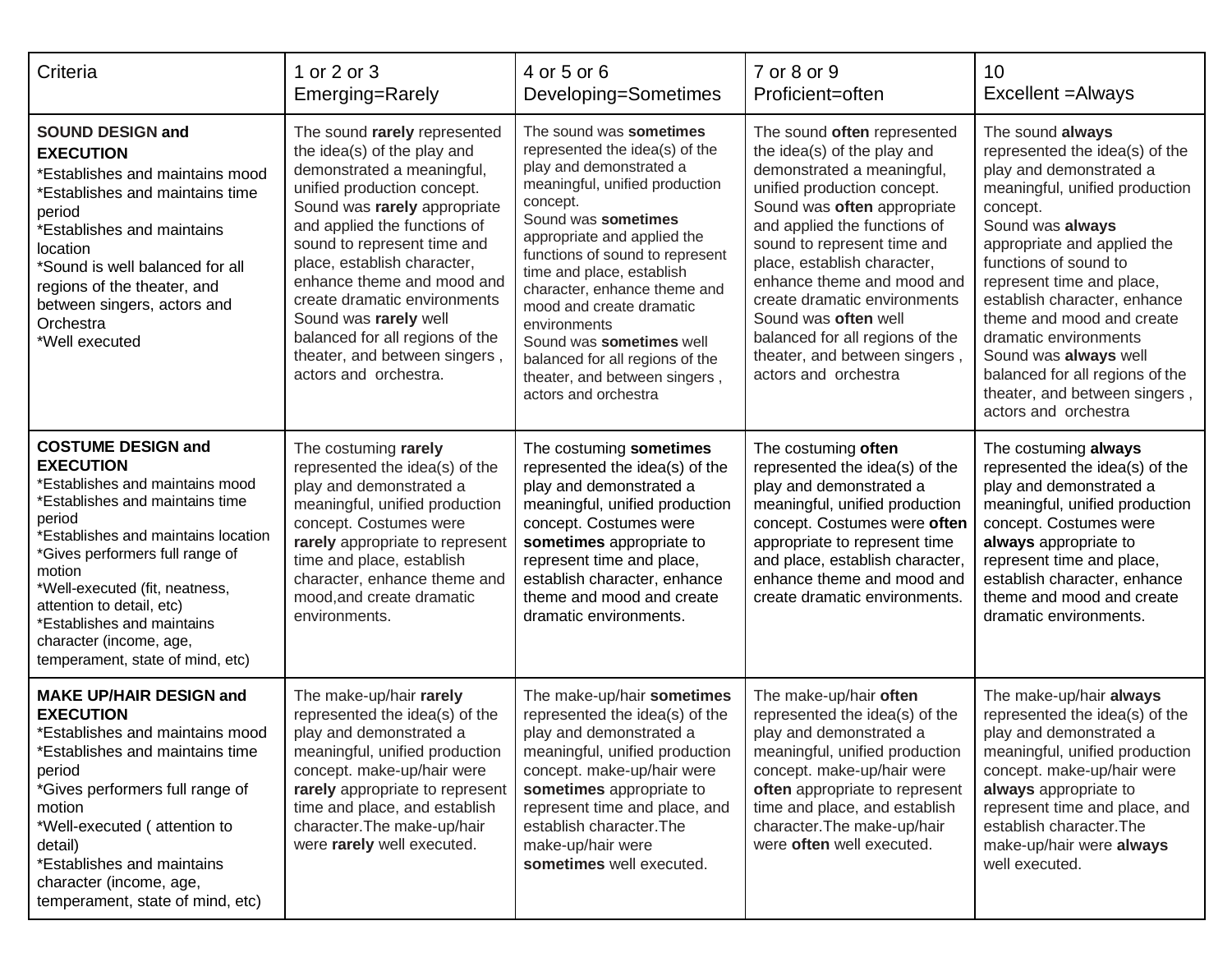| Criteria | 1 or 2 or 3<br>Emerging=Rarely | 4 or 5 or 6<br>Developing=Sometimes | 7 or 8 or 9<br>Proficient=often | 10<br>Excellent =Always |
|---|---|---|---|---|
| **SOUND DESIGN and EXECUTION**<br>*Establishes and maintains mood<br>*Establishes and maintains time period<br>*Establishes and maintains location<br>*Sound is well balanced for all regions of the theater, and between singers, actors and Orchestra<br>*Well executed | The sound **rarely** represented the idea(s) of the play and demonstrated a meaningful, unified production concept.<br>Sound was **rarely** appropriate and applied the functions of sound to represent time and place, establish character, enhance theme and mood and create dramatic environments<br>Sound was **rarely** well balanced for all regions of the theater, and between singers , actors and orchestra. | The sound was **sometimes** represented the idea(s) of the play and demonstrated a meaningful, unified production concept.<br>Sound was **sometimes** appropriate and applied the functions of sound to represent time and place, establish character, enhance theme and mood and create dramatic environments<br>Sound was **sometimes** well balanced for all regions of the theater, and between singers , actors and orchestra | The sound **often** represented the idea(s) of the play and demonstrated a meaningful, unified production concept.<br>Sound was **often** appropriate and applied the functions of sound to represent time and place, establish character, enhance theme and mood and create dramatic environments<br>Sound was **often** well balanced for all regions of the theater, and between singers , actors and orchestra | The sound **always** represented the idea(s) of the play and demonstrated a meaningful, unified production concept.<br>Sound was **always** appropriate and applied the functions of sound to represent time and place, establish character, enhance theme and mood and create dramatic environments<br>Sound was **always** well balanced for all regions of the theater, and between singers , actors and orchestra |
| **COSTUME DESIGN and EXECUTION**<br>*Establishes and maintains mood<br>*Establishes and maintains time period<br>*Establishes and maintains location<br>*Gives performers full range of motion<br>*Well-executed (fit, neatness, attention to detail, etc)<br>*Establishes and maintains character (income, age, temperament, state of mind, etc) | The costuming **rarely** represented the idea(s) of the play and demonstrated a meaningful, unified production concept. Costumes were **rarely** appropriate to represent time and place, establish character, enhance theme and mood,and create dramatic environments. | The costuming **sometimes** represented the idea(s) of the play and demonstrated a meaningful, unified production concept. Costumes were **sometimes** appropriate to represent time and place, establish character, enhance theme and mood and create dramatic environments. | The costuming **often** represented the idea(s) of the play and demonstrated a meaningful, unified production concept. Costumes were **often** appropriate to represent time and place, establish character, enhance theme and mood and create dramatic environments. | The costuming **always** represented the idea(s) of the play and demonstrated a meaningful, unified production concept. Costumes were **always** appropriate to represent time and place, establish character, enhance theme and mood and create dramatic environments. |
| **MAKE UP/HAIR DESIGN and EXECUTION**<br>*Establishes and maintains mood<br>*Establishes and maintains time period<br>*Gives performers full range of motion<br>*Well-executed ( attention to detail)<br>*Establishes and maintains character (income, age, temperament, state of mind, etc) | The make-up/hair **rarely** represented the idea(s) of the play and demonstrated a meaningful, unified production concept. make-up/hair were **rarely** appropriate to represent time and place, and establish character.The make-up/hair were **rarely** well executed. | The make-up/hair **sometimes** represented the idea(s) of the play and demonstrated a meaningful, unified production concept. make-up/hair were **sometimes** appropriate to represent time and place, and establish character.The make-up/hair were **sometimes** well executed. | The make-up/hair **often** represented the idea(s) of the play and demonstrated a meaningful, unified production concept. make-up/hair were **often** appropriate to represent time and place, and establish character.The make-up/hair were **often** well executed. | The make-up/hair **always** represented the idea(s) of the play and demonstrated a meaningful, unified production concept. make-up/hair were **always** appropriate to represent time and place, and establish character.The make-up/hair were **always** well executed. |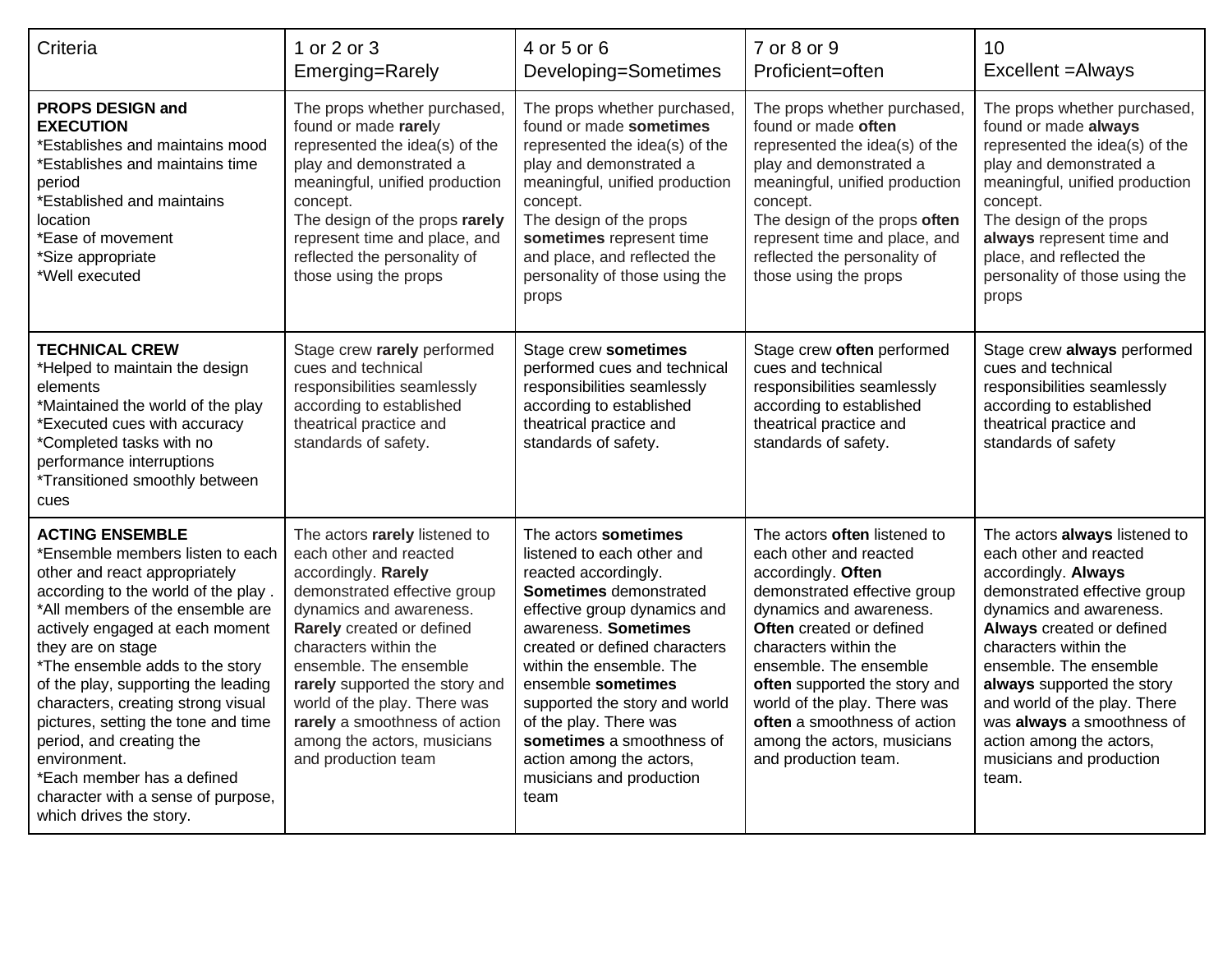| Criteria | 1 or 2 or 3<br>Emerging=Rarely | 4 or 5 or 6<br>Developing=Sometimes | 7 or 8 or 9<br>Proficient=often | 10<br>Excellent =Always |
|---|---|---|---|---|
| **PROPS DESIGN and EXECUTION**<br>*Establishes and maintains mood<br>*Establishes and maintains time period<br>*Established and maintains location<br>*Ease of movement<br>*Size appropriate<br>*Well executed | The props whether purchased, found or made **rarel**y represented the idea(s) of the play and demonstrated a meaningful, unified production concept.<br>The design of the props **rarely** represent time and place, and reflected the personality of those using the props | The props whether purchased, found or made **sometimes** represented the idea(s) of the play and demonstrated a meaningful, unified production concept.<br>The design of the props **sometimes** represent time and place, and reflected the personality of those using the props | The props whether purchased, found or made **often** represented the idea(s) of the play and demonstrated a meaningful, unified production concept.<br>The design of the props **often** represent time and place, and reflected the personality of those using the props | The props whether purchased, found or made **always** represented the idea(s) of the play and demonstrated a meaningful, unified production concept.<br>The design of the props **always** represent time and place, and reflected the personality of those using the props |
| **TECHNICAL CREW**<br>*Helped to maintain the design elements<br>*Maintained the world of the play<br>*Executed cues with accuracy<br>*Completed tasks with no performance interruptions<br>*Transitioned smoothly between cues | Stage crew **rarely** performed cues and technical responsibilities seamlessly according to established theatrical practice and standards of safety. | Stage crew **sometimes** performed cues and technical responsibilities seamlessly according to established theatrical practice and standards of safety. | Stage crew **often** performed cues and technical responsibilities seamlessly according to established theatrical practice and standards of safety. | Stage crew **always** performed cues and technical responsibilities seamlessly according to established theatrical practice and standards of safety |
| **ACTING ENSEMBLE**<br>*Ensemble members listen to each other and react appropriately according to the world of the play .<br>*All members of the ensemble are actively engaged at each moment they are on stage<br>*The ensemble adds to the story of the play, supporting the leading characters, creating strong visual pictures, setting the tone and time period, and creating the environment.<br>*Each member has a defined character with a sense of purpose, which drives the story. | The actors **rarely** listened to each other and reacted accordingly. **Rarely** demonstrated effective group dynamics and awareness. **Rarely** created or defined characters within the ensemble. The ensemble **rarely** supported the story and world of the play. There was **rarely** a smoothness of action among the actors, musicians and production team | The actors **sometimes** listened to each other and reacted accordingly. **Sometimes** demonstrated effective group dynamics and awareness. **Sometimes** created or defined characters within the ensemble. The ensemble **sometimes** supported the story and world of the play. There was **sometimes** a smoothness of action among the actors, musicians and production team | The actors **often** listened to each other and reacted accordingly. **Often** demonstrated effective group dynamics and awareness. **Often** created or defined characters within the ensemble. The ensemble **often** supported the story and world of the play. There was **often** a smoothness of action among the actors, musicians and production team. | The actors **always** listened to each other and reacted accordingly. **Always** demonstrated effective group dynamics and awareness. **Always** created or defined characters within the ensemble. The ensemble **always** supported the story and world of the play. There was **always** a smoothness of action among the actors, musicians and production team. |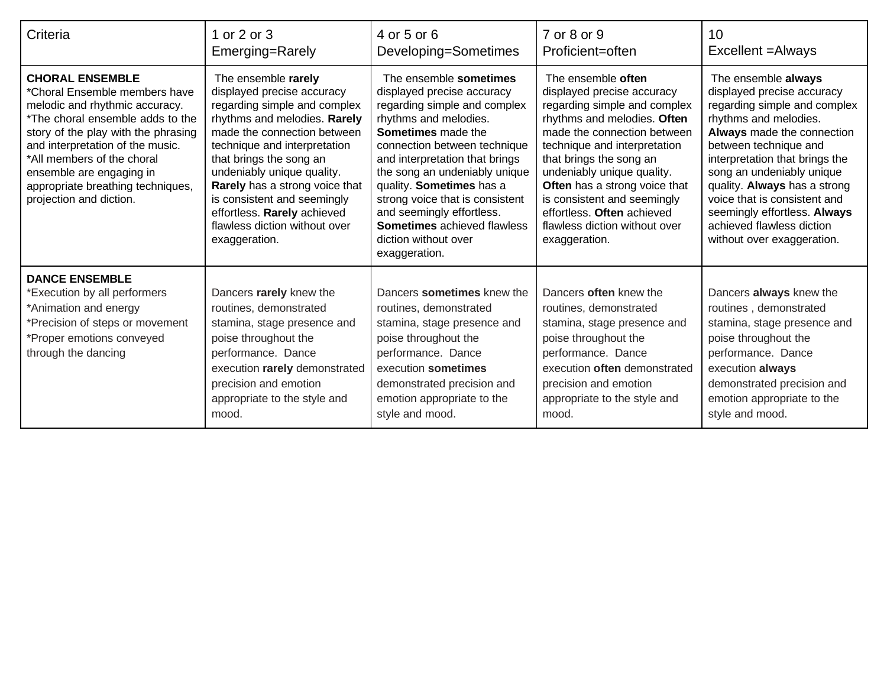| Criteria | 1 or 2 or 3<br>Emerging=Rarely | 4 or 5 or 6<br>Developing=Sometimes | 7 or 8 or 9<br>Proficient=often | 10<br>Excellent =Always |
|---|---|---|---|---|
| **CHORAL ENSEMBLE**<br>*Choral Ensemble members have melodic and rhythmic accuracy.<br>*The choral ensemble adds to the story of the play with the phrasing and interpretation of the music.<br>*All members of the choral ensemble are engaging in appropriate breathing techniques, projection and diction. | The ensemble **rarely** displayed precise accuracy regarding simple and complex rhythms and melodies. **Rarely** made the connection between technique and interpretation that brings the song an undeniably unique quality. **Rarely** has a strong voice that is consistent and seemingly effortless. **Rarely** achieved flawless diction without over exaggeration. | The ensemble **sometimes** displayed precise accuracy regarding simple and complex rhythms and melodies. **Sometimes** made the connection between technique and interpretation that brings the song an undeniably unique quality. **Sometimes** has a strong voice that is consistent and seemingly effortless. **Sometimes** achieved flawless diction without over exaggeration. | The ensemble **often** displayed precise accuracy regarding simple and complex rhythms and melodies. **Often** made the connection between technique and interpretation that brings the song an undeniably unique quality. **Often** has a strong voice that is consistent and seemingly effortless. **Often** achieved flawless diction without over exaggeration. | The ensemble **always** displayed precise accuracy regarding simple and complex rhythms and melodies. **Always** made the connection between technique and interpretation that brings the song an undeniably unique quality. **Always** has a strong voice that is consistent and seemingly effortless. **Always** achieved flawless diction without over exaggeration. |
| **DANCE ENSEMBLE**<br>*Execution by all performers<br>*Animation and energy<br>*Precision of steps or movement<br>*Proper emotions conveyed through the dancing | Dancers **rarely** knew the routines, demonstrated stamina, stage presence and poise throughout the performance. Dance execution **rarely** demonstrated precision and emotion appropriate to the style and mood. | Dancers **sometimes** knew the routines, demonstrated stamina, stage presence and poise throughout the performance. Dance execution **sometimes** demonstrated precision and emotion appropriate to the style and mood. | Dancers **often** knew the routines, demonstrated stamina, stage presence and poise throughout the performance. Dance execution **often** demonstrated precision and emotion appropriate to the style and mood. | Dancers **always** knew the routines , demonstrated stamina, stage presence and poise throughout the performance. Dance execution **always** demonstrated precision and emotion appropriate to the style and mood. |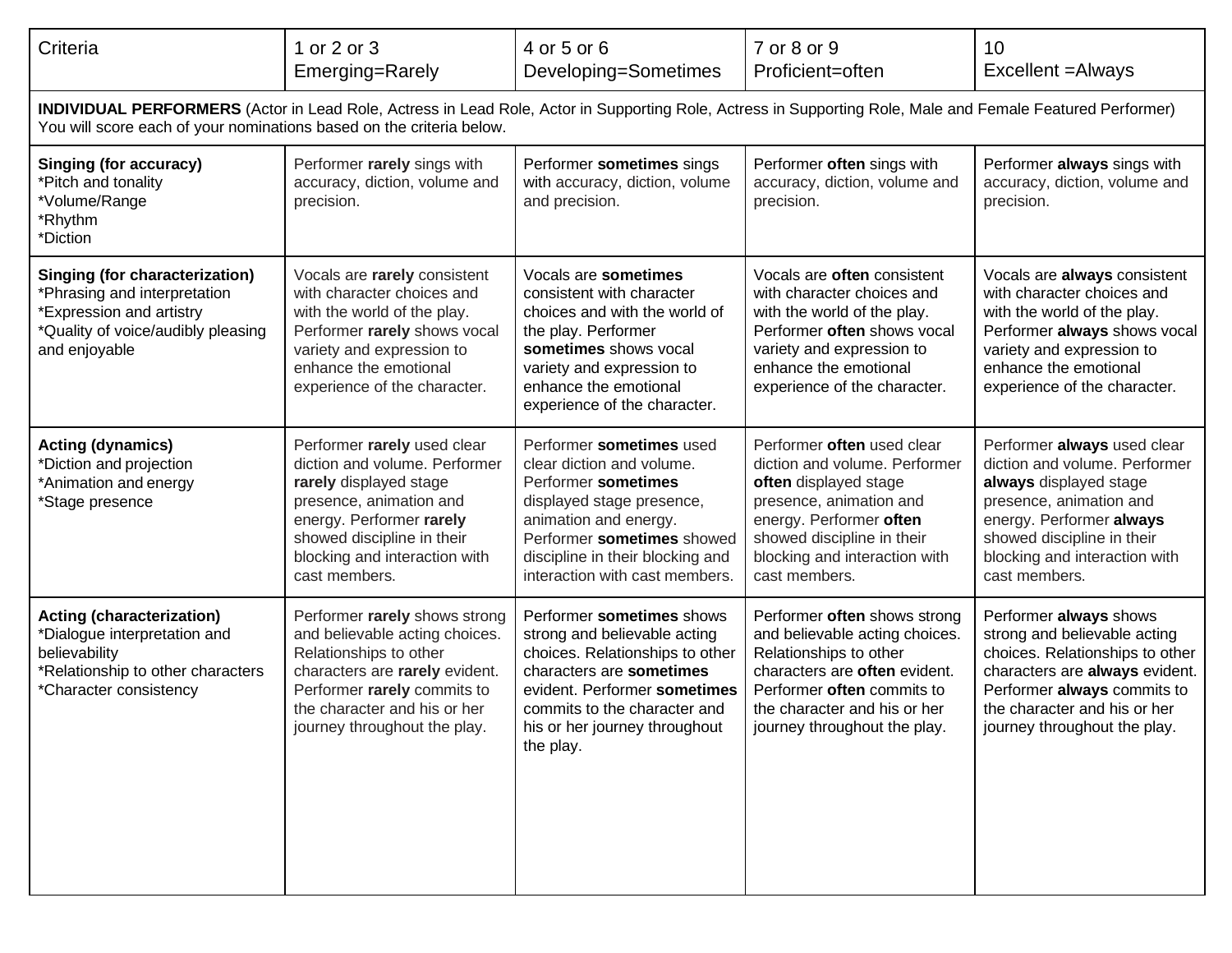| Criteria | 1 or 2 or 3<br>Emerging=Rarely | 4 or 5 or 6<br>Developing=Sometimes | 7 or 8 or 9<br>Proficient=often | 10<br>Excellent =Always |
|---|---|---|---|---|
| **INDIVIDUAL PERFORMERS** (Actor in Lead Role, Actress in Lead Role, Actor in Supporting Role, Actress in Supporting Role, Male and Female Featured Performer)<br>You will score each of your nominations based on the criteria below. | | | | |
| **Singing (for accuracy)**<br>*Pitch and tonality<br>*Volume/Range<br>*Rhythm<br>*Diction | Performer **rarely** sings with accuracy, diction, volume and precision. | Performer **sometimes** sings with accuracy, diction, volume and precision. | Performer **often** sings with accuracy, diction, volume and precision. | Performer **always** sings with accuracy, diction, volume and precision. |
| **Singing (for characterization)**<br>*Phrasing and interpretation<br>*Expression and artistry<br>*Quality of voice/audibly pleasing and enjoyable | Vocals are **rarely** consistent with character choices and with the world of the play. Performer **rarely** shows vocal variety and expression to enhance the emotional experience of the character. | Vocals are **sometimes** consistent with character choices and with the world of the play. Performer **sometimes** shows vocal variety and expression to enhance the emotional experience of the character. | Vocals are **often** consistent with character choices and with the world of the play. Performer **often** shows vocal variety and expression to enhance the emotional experience of the character. | Vocals are **always** consistent with character choices and with the world of the play. Performer **always** shows vocal variety and expression to enhance the emotional experience of the character. |
| **Acting (dynamics)**<br>*Diction and projection<br>*Animation and energy<br>*Stage presence | Performer **rarely** used clear diction and volume. Performer **rarely** displayed stage presence, animation and energy. Performer **rarely** showed discipline in their blocking and interaction with cast members. | Performer **sometimes** used clear diction and volume. Performer **sometimes** displayed stage presence, animation and energy. Performer **sometimes** showed discipline in their blocking and interaction with cast members. | Performer **often** used clear diction and volume. Performer **often** displayed stage presence, animation and energy. Performer **often** showed discipline in their blocking and interaction with cast members. | Performer **always** used clear diction and volume. Performer **always** displayed stage presence, animation and energy. Performer **always** showed discipline in their blocking and interaction with cast members. |
| **Acting (characterization)**<br>*Dialogue interpretation and believability<br>*Relationship to other characters<br>*Character consistency | Performer **rarely** shows strong and believable acting choices. Relationships to other characters are **rarely** evident. Performer **rarely** commits to the character and his or her journey throughout the play. | Performer **sometimes** shows strong and believable acting choices. Relationships to other characters are **sometimes** evident. Performer **sometimes** commits to the character and his or her journey throughout the play. | Performer **often** shows strong and believable acting choices. Relationships to other characters are **often** evident. Performer **often** commits to the character and his or her journey throughout the play. | Performer **always** shows strong and believable acting choices. Relationships to other characters are **always** evident. Performer **always** commits to the character and his or her journey throughout the play. |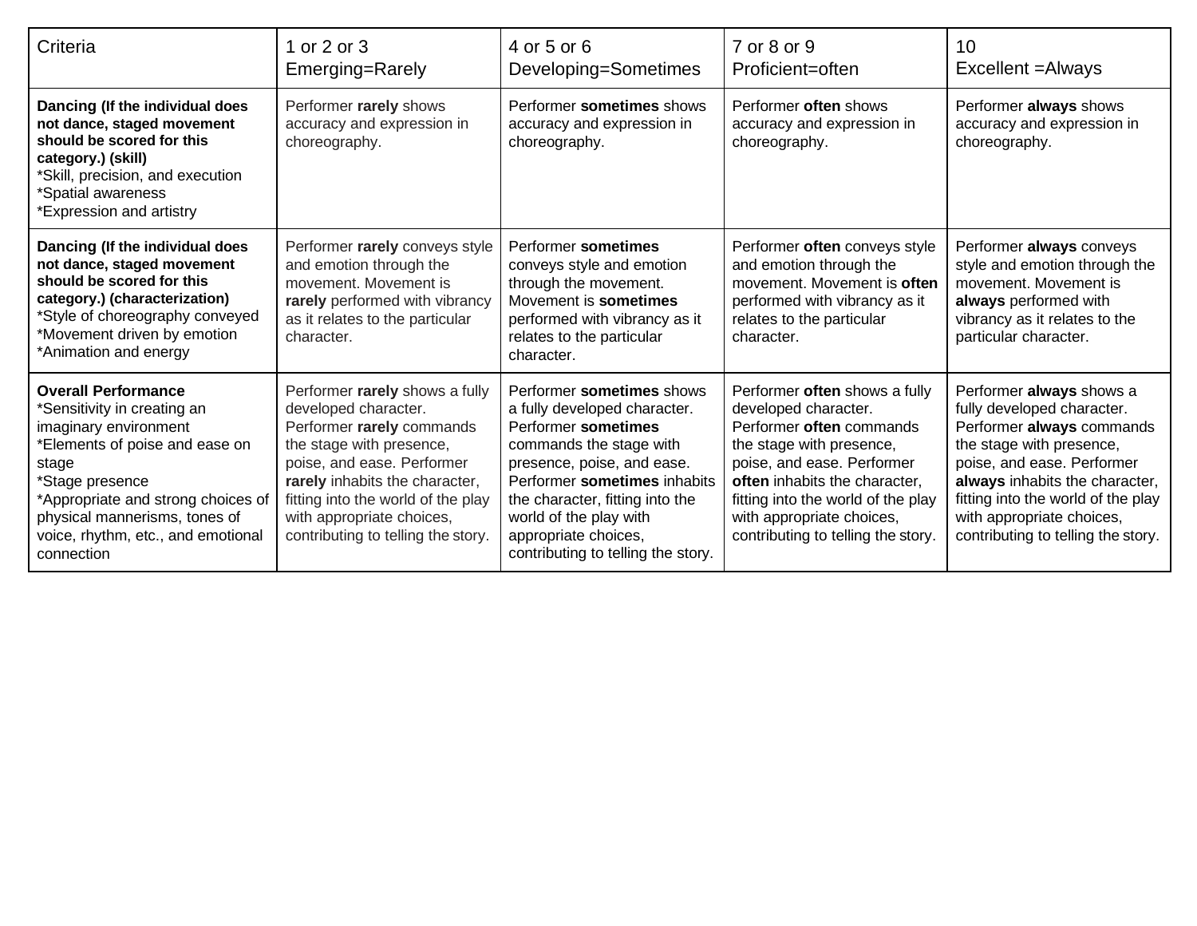| Criteria | 1 or 2 or 3<br>Emerging=Rarely | 4 or 5 or 6<br>Developing=Sometimes | 7 or 8 or 9<br>Proficient=often | 10<br>Excellent =Always |
|---|---|---|---|---|
| **Dancing (If the individual does not dance, staged movement should be scored for this category.) (skill)**<br>*Skill, precision, and execution<br>*Spatial awareness<br>*Expression and artistry | Performer **rarely** shows accuracy and expression in choreography. | Performer **sometimes** shows accuracy and expression in choreography. | Performer **often** shows accuracy and expression in choreography. | Performer **always** shows accuracy and expression in choreography. |
| **Dancing (If the individual does not dance, staged movement should be scored for this category.) (characterization)**<br>*Style of choreography conveyed<br>*Movement driven by emotion<br>*Animation and energy | Performer **rarely** conveys style and emotion through the movement. Movement is **rarely** performed with vibrancy as it relates to the particular character. | Performer **sometimes** conveys style and emotion through the movement. Movement is **sometimes** performed with vibrancy as it relates to the particular character. | Performer **often** conveys style and emotion through the movement. Movement is **often** performed with vibrancy as it relates to the particular character. | Performer **always** conveys style and emotion through the movement. Movement is **always** performed with vibrancy as it relates to the particular character. |
| **Overall Performance**<br>*Sensitivity in creating an imaginary environment<br>*Elements of poise and ease on stage<br>*Stage presence<br>*Appropriate and strong choices of physical mannerisms, tones of voice, rhythm, etc., and emotional connection | Performer **rarely** shows a fully developed character. Performer **rarely** commands the stage with presence, poise, and ease. Performer **rarely** inhabits the character, fitting into the world of the play with appropriate choices, contributing to telling the story. | Performer **sometimes** shows a fully developed character. Performer **sometimes** commands the stage with presence, poise, and ease. Performer **sometimes** inhabits the character, fitting into the world of the play with appropriate choices, contributing to telling the story. | Performer **often** shows a fully developed character. Performer **often** commands the stage with presence, poise, and ease. Performer **often** inhabits the character, fitting into the world of the play with appropriate choices, contributing to telling the story. | Performer **always** shows a fully developed character. Performer **always** commands the stage with presence, poise, and ease. Performer **always** inhabits the character, fitting into the world of the play with appropriate choices, contributing to telling the story. |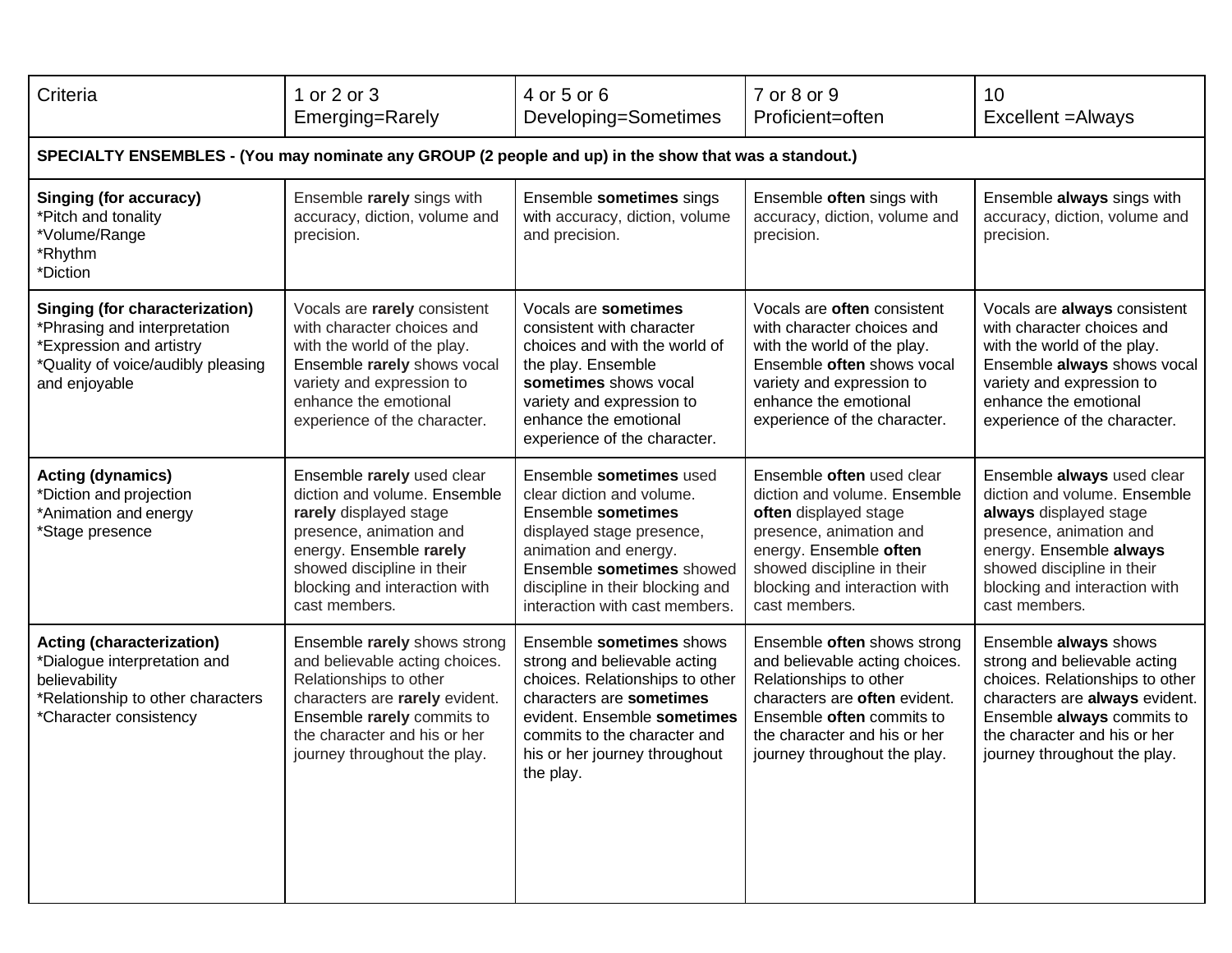| Criteria | 1 or 2 or 3<br>Emerging=Rarely | 4 or 5 or 6<br>Developing=Sometimes | 7 or 8 or 9<br>Proficient=often | 10<br>Excellent =Always |
|---|---|---|---|---|
| **SPECIALTY ENSEMBLES - (You may nominate any GROUP (2 people and up) in the show that was a standout.)** | | | | |
| **Singing (for accuracy)**<br>*Pitch and tonality<br>*Volume/Range<br>*Rhythm<br>*Diction | Ensemble **rarely** sings with accuracy, diction, volume and precision. | Ensemble **sometimes** sings with accuracy, diction, volume and precision. | Ensemble **often** sings with accuracy, diction, volume and precision. | Ensemble **always** sings with accuracy, diction, volume and precision. |
| **Singing (for characterization)**<br>*Phrasing and interpretation<br>*Expression and artistry<br>*Quality of voice/audibly pleasing and enjoyable | Vocals are **rarely** consistent with character choices and with the world of the play. Ensemble **rarely** shows vocal variety and expression to enhance the emotional experience of the character. | Vocals are **sometimes** consistent with character choices and with the world of the play. Ensemble **sometimes** shows vocal variety and expression to enhance the emotional experience of the character. | Vocals are **often** consistent with character choices and with the world of the play. Ensemble **often** shows vocal variety and expression to enhance the emotional experience of the character. | Vocals are **always** consistent with character choices and with the world of the play. Ensemble **always** shows vocal variety and expression to enhance the emotional experience of the character. |
| **Acting (dynamics)**<br>*Diction and projection<br>*Animation and energy<br>*Stage presence | Ensemble **rarely** used clear diction and volume. Ensemble **rarely** displayed stage presence, animation and energy. Ensemble **rarely** showed discipline in their blocking and interaction with cast members. | Ensemble **sometimes** used clear diction and volume. Ensemble **sometimes** displayed stage presence, animation and energy. Ensemble **sometimes** showed discipline in their blocking and interaction with cast members. | Ensemble **often** used clear diction and volume. Ensemble **often** displayed stage presence, animation and energy. Ensemble **often** showed discipline in their blocking and interaction with cast members. | Ensemble **always** used clear diction and volume. Ensemble **always** displayed stage presence, animation and energy. Ensemble **always** showed discipline in their blocking and interaction with cast members. |
| **Acting (characterization)**<br>*Dialogue interpretation and believability<br>*Relationship to other characters<br>*Character consistency | Ensemble **rarely** shows strong and believable acting choices. Relationships to other characters are **rarely** evident. Ensemble **rarely** commits to the character and his or her journey throughout the play. | Ensemble **sometimes** shows strong and believable acting choices. Relationships to other characters are **sometimes** evident. Ensemble **sometimes** commits to the character and his or her journey throughout the play. | Ensemble **often** shows strong and believable acting choices. Relationships to other characters are **often** evident. Ensemble **often** commits to the character and his or her journey throughout the play. | Ensemble **always** shows strong and believable acting choices. Relationships to other characters are **always** evident. Ensemble **always** commits to the character and his or her journey throughout the play. |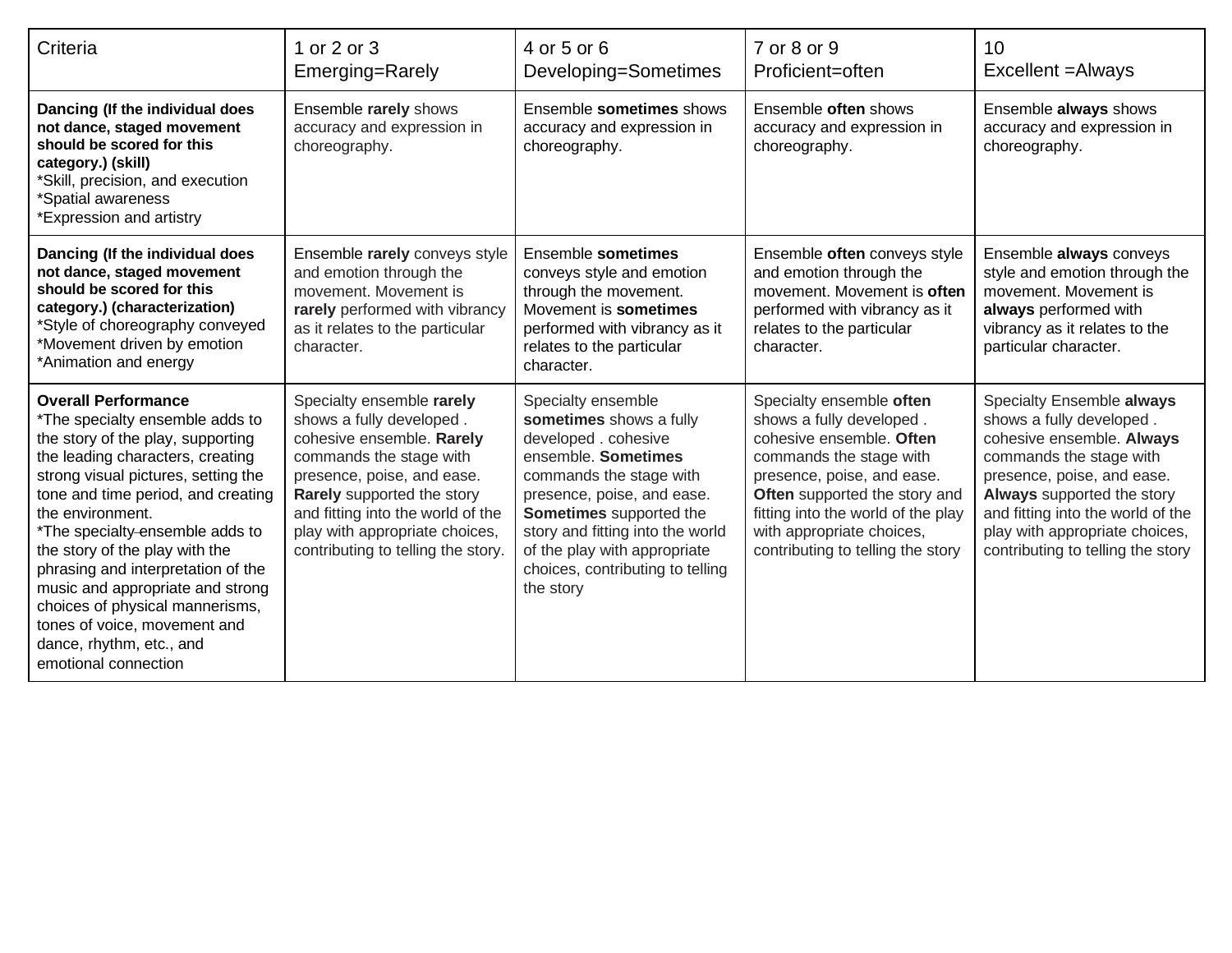| Criteria | 1 or 2 or 3<br>Emerging=Rarely | 4 or 5 or 6<br>Developing=Sometimes | 7 or 8 or 9<br>Proficient=often | 10<br>Excellent =Always |
|---|---|---|---|---|
| **Dancing (If the individual does not dance, staged movement should be scored for this category.) (skill)**<br>*Skill, precision, and execution<br>*Spatial awareness<br>*Expression and artistry | Ensemble **rarely** shows accuracy and expression in choreography. | Ensemble **sometimes** shows accuracy and expression in choreography. | Ensemble **often** shows accuracy and expression in choreography. | Ensemble **always** shows accuracy and expression in choreography. |
| **Dancing (If the individual does not dance, staged movement should be scored for this category.) (characterization)**<br>*Style of choreography conveyed<br>*Movement driven by emotion<br>*Animation and energy | Ensemble **rarely** conveys style and emotion through the movement. Movement is **rarely** performed with vibrancy as it relates to the particular character. | Ensemble **sometimes** conveys style and emotion through the movement. Movement is **sometimes** performed with vibrancy as it relates to the particular character. | Ensemble **often** conveys style and emotion through the movement. Movement is **often** performed with vibrancy as it relates to the particular character. | Ensemble **always** conveys style and emotion through the movement. Movement is **always** performed with vibrancy as it relates to the particular character. |
| **Overall Performance**<br>*The specialty ensemble adds to the story of the play, supporting the leading characters, creating strong visual pictures, setting the tone and time period, and creating the environment.<br>*The specialty ensemble adds to the story of the play with the phrasing and interpretation of the music and appropriate and strong choices of physical mannerisms, tones of voice, movement and dance, rhythm, etc., and emotional connection | Specialty ensemble **rarely** shows a fully developed . cohesive ensemble. **Rarely** commands the stage with presence, poise, and ease. **Rarely** supported the story and fitting into the world of the play with appropriate choices, contributing to telling the story. | Specialty ensemble **sometimes** shows a fully developed . cohesive ensemble. **Sometimes** commands the stage with presence, poise, and ease. **Sometimes** supported the story and fitting into the world of the play with appropriate choices, contributing to telling the story | Specialty ensemble **often** shows a fully developed . cohesive ensemble. **Often** commands the stage with presence, poise, and ease. **Often** supported the story and fitting into the world of the play with appropriate choices, contributing to telling the story | Specialty Ensemble **always** shows a fully developed . cohesive ensemble. **Always** commands the stage with presence, poise, and ease. **Always** supported the story and fitting into the world of the play with appropriate choices, contributing to telling the story |